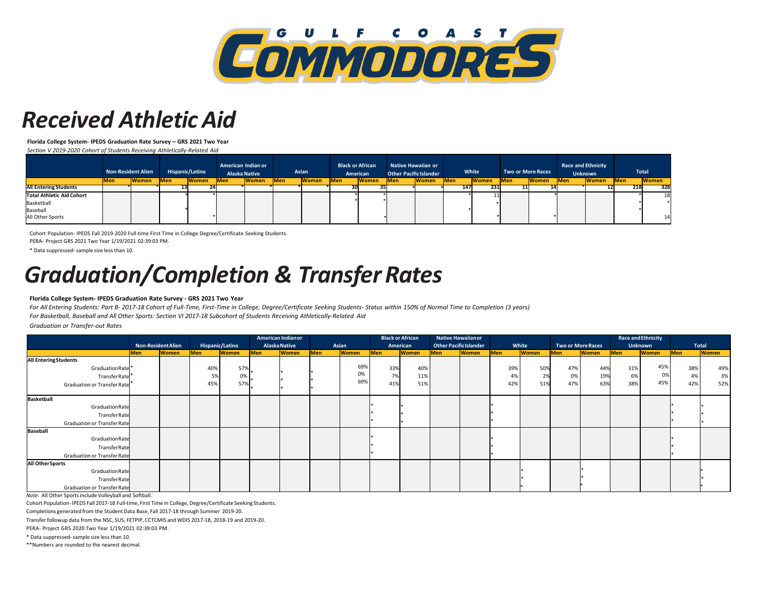# GULF COAST COMMODORES

# *Received Athletic Aid*

**Florida College System- IPEDS Graduation Rate Survey – GRS 2021 Two Year**

*Section V 2019-2020 Cohort of Students Receiving Athletically-Related Aid*

| | Non-Resident Alien | | Hispanic/Latino | | American Indian or Alaska Native | | Asian | | Black or African American | | Native Hawaiian or Other Pacific Islander | | White | | Two or More Races | | Race and Ethnicity Unknown | | Total | |
|---|---|---|---|---|---|---|---|---|---|---|---|---|---|---|---|---|---|---|---|---|
| | Men | Women | Men | Women | Men | Women | Men | Women | Men | Women | Men | Women | Men | Women | Men | Women | Men | Women | Men | Women |
| **All Entering Students** | * | * | 13 | 24 | * | * | * | * | 30 | 35 | * | * | 147 | 231 | 11 | 14 | * | 12 | 218 | 328 |
| **Total Athletic Aid Cohort** | | | * | * | | | | | * | * | | | * | 11 | | * | | | * | 18 |
| Basketball | | | | | | | | | * | * | | | | * | | | | | * | * |
| Baseball | | | * | | | | | | | | | | * | | | | | | * | |
| All Other Sports | | | | * | | | | | | * | | | | * | | * | | | | 14 |

Cohort Population- IPEDS Fall 2019-2020 Full-time First Time in College Degree/Certificate Seeking Students.

PERA- Project GRS 2021 Two Year 1/19/2021 02:39:03 PM.

\* Data suppressed- sample size less than 10.

# *Graduation/Completion & Transfer Rates*

**Florida College System- IPEDS Graduation Rate Survey - GRS 2021 Two Year**

*For All Entering Students: Part B- 2017-18 Cohort of Full-Time, First-Time in College, Degree/Certificate Seeking Students- Status within 150% of Normal Time to Completion (3 years)*

*For Basketball, Baseball and All Other Sports: Section VI 2017-18 Subcohort of Students Receiving Athletically-Related Aid*

*Graduation or Transfer-out Rates*

| | Non-Resident Alien | | Hispanic/Latino | | American Indian or Alaska Native | | Asian | | Black or African American | | Native Hawaiian or Other Pacific Islander | | White | | Two or More Races | | Race and Ethnicity Unknown | | Total | |
|---|---|---|---|---|---|---|---|---|---|---|---|---|---|---|---|---|---|---|---|---|
| | Men | Women | Men | Women | Men | Women | Men | Women | Men | Women | Men | Women | Men | Women | Men | Women | Men | Women | Men | Women |
| **All Entering Students** | | | | | | | | | | | | | | | | | | | | |
| Graduation Rate | * | | 40% | 57% | * | * | * | 69% | 33% | 40% | | | 39% | 50% | 47% | 44% | 31% | 45% | 38% | 49% |
| Transfer Rate | * | | 5% | 0% | * | * | * | 0% | 7% | 11% | | | 4% | 2% | 0% | 19% | 6% | 0% | 4% | 3% |
| Graduation or Transfer Rate | * | | 45% | 57% | * | * | * | 69% | 41% | 51% | | | 42% | 51% | 47% | 63% | 38% | 45% | 42% | 52% |
| **Basketball** | | | | | | | | | | | | | | | | | | | | |
| Graduation Rate | | | | | | | | | * | * | | | * | | | | | | * | * |
| Transfer Rate | | | | | | | | | * | * | | | * | | | | | | * | * |
| Graduation or Transfer Rate | | | | | | | | | * | * | | | * | | | | | | * | * |
| **Baseball** | | | | | | | | | | | | | | | | | | | | |
| Graduation Rate | | | | | | | | | * | | | | * | | | | | | * | |
| Transfer Rate | | | | | | | | | * | | | | * | | | | | | * | |
| Graduation or Transfer Rate | | | | | | | | | * | | | | * | | | | | | * | |
| **All Other Sports** | | | | | | | | | | | | | | | | | | | | |
| Graduation Rate | | | | | | | | | | | | | | * | | * | | | | * |
| Transfer Rate | | | | | | | | | | | | | | * | | * | | | | * |
| Graduation or Transfer Rate | | | | | | | | | | | | | | * | | * | | | | * |

*Note.* All Other Sports include Volleyball and Softball.

Cohort Population- IPEDS Fall 2017-18 Full-time, First Time in College, Degree/Certificate Seeking Students.

Completions generated from the Student Data Base, Fall 2017-18 through Summer 2019-20.

Transfer followup data from the NSC, SUS, FETPIP, CCTCMIS and WDIS 2017-18, 2018-19 and 2019-20.

PERA- Project GRS 2020 Two Year 1/19/2021 02:39:03 PM.

\* Data suppressed- sample size less than 10.

\*\*Numbers are rounded to the nearest decimal.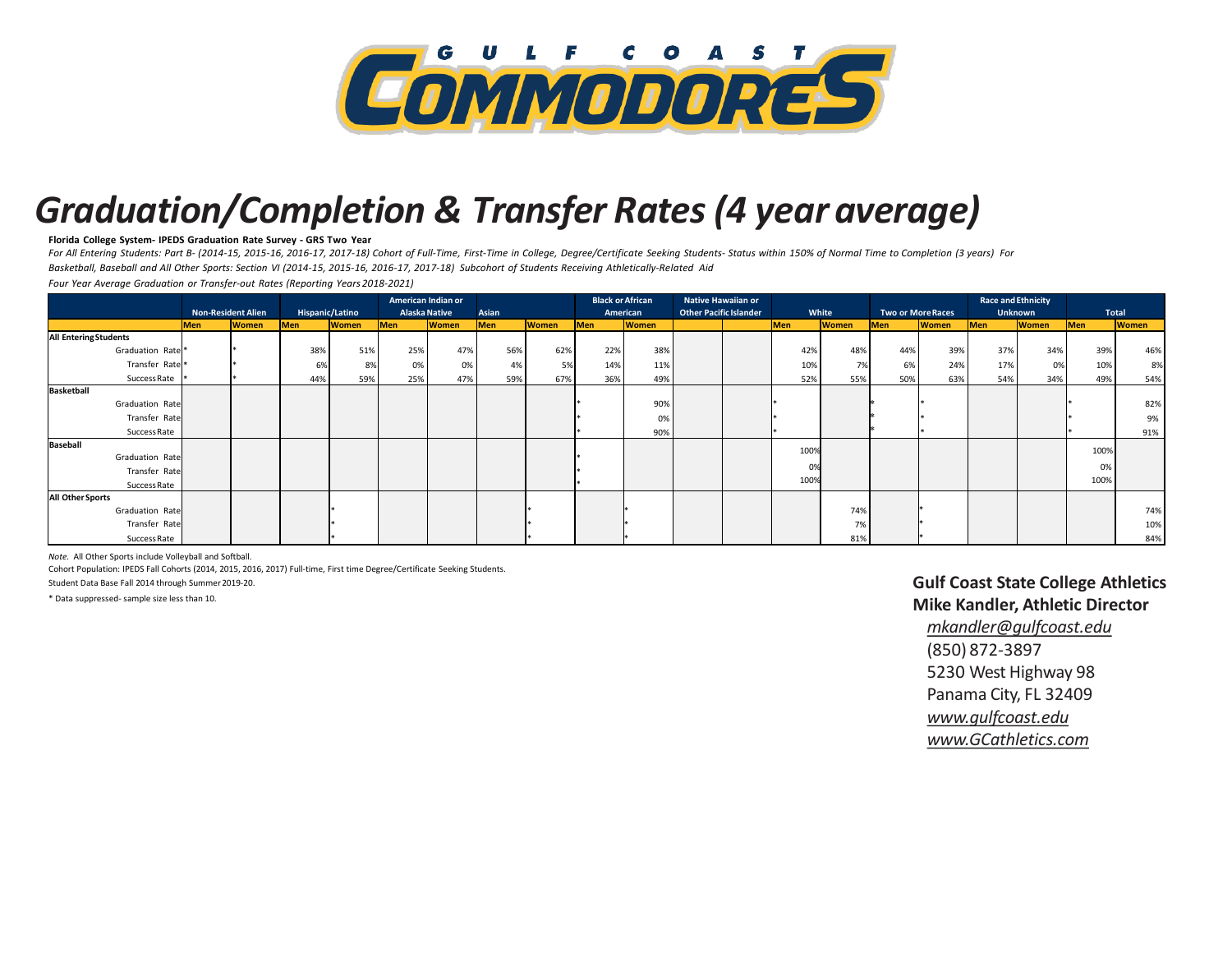# *Graduation/Completion & Transfer Rates (4 year average)*

**Florida College System- IPEDS Graduation Rate Survey - GRS Two Year**

*For All Entering Students: Part B- (2014-15, 2015-16, 2016-17, 2017-18) Cohort of Full-Time, First-Time in College, Degree/Certificate Seeking Students- Status within 150% of Normal Time to Completion (3 years) For Basketball, Baseball and All Other Sports: Section VI (2014-15, 2015-16, 2016-17, 2017-18) Subcohort of Students Receiving Athletically-Related Aid*

*Four Year Average Graduation or Transfer-out Rates (Reporting Years 2018-2021)*

| | Non-Resident Alien | | Hispanic/Latino | | American Indian or Alaska Native | | Asian | | Black or African American | | Native Hawaiian or Other Pacific Islander | | White | | Two or More Races | | Race and Ethnicity Unknown | | Total | |
|---|---|---|---|---|---|---|---|---|---|---|---|---|---|---|---|---|---|---|---|---|
| | Men | Women | Men | Women | Men | Women | Men | Women | Men | Women | | | Men | Women | Men | Women | Men | Women | Men | Women |
| **All Entering Students** | | | | | | | | | | | | | | | | | | | | |
| Graduation Rate | * | * | 38% | 51% | 25% | 47% | 56% | 62% | 22% | 38% | | | 42% | 48% | 44% | 39% | 37% | 34% | 39% | 46% |
| Transfer Rate | * | * | 6% | 8% | 0% | 0% | 4% | 5% | 14% | 11% | | | 10% | 7% | 6% | 24% | 17% | 0% | 10% | 8% |
| Success Rate | * | * | 44% | 59% | 25% | 47% | 59% | 67% | 36% | 49% | | | 52% | 55% | 50% | 63% | 54% | 34% | 49% | 54% |
| **Basketball** | | | | | | | | | | | | | | | | | | | | |
| Graduation Rate | | | | | | | | | * | 90% | | | * | | * | * | | | * | 82% |
| Transfer Rate | | | | | | | | | * | 0% | | | * | | * | * | | | * | 9% |
| Success Rate | | | | | | | | | * | 90% | | | * | | * | * | | | * | 91% |
| **Baseball** | | | | | | | | | | | | | | | | | | | | |
| Graduation Rate | | | | | | | | | * | | | | 100% | | | | | | 100% | |
| Transfer Rate | | | | | | | | | * | | | | 0% | | | | | | 0% | |
| Success Rate | | | | | | | | | * | | | | 100% | | | | | | 100% | |
| **All Other Sports** | | | | | | | | | | | | | | | | | | | | |
| Graduation Rate | | | | * | | | | * | | * | | | | 74% | | * | | | | 74% |
| Transfer Rate | | | | * | | | | * | | * | | | | 7% | | * | | | | 10% |
| Success Rate | | | | * | | | | * | | * | | | | 81% | | * | | | | 84% |

*Note.* All Other Sports include Volleyball and Softball.

Cohort Population: IPEDS Fall Cohorts (2014, 2015, 2016, 2017) Full-time, First time Degree/Certificate Seeking Students.

Student Data Base Fall 2014 through Summer 2019-20.

* Data suppressed- sample size less than 10.

**Gulf Coast State College Athletics**
**Mike Kandler, Athletic Director**

mkandler@gulfcoast.edu
(850) 872-3897
5230 West Highway 98
Panama City, FL 32409
www.gulfcoast.edu
www.GCathletics.com